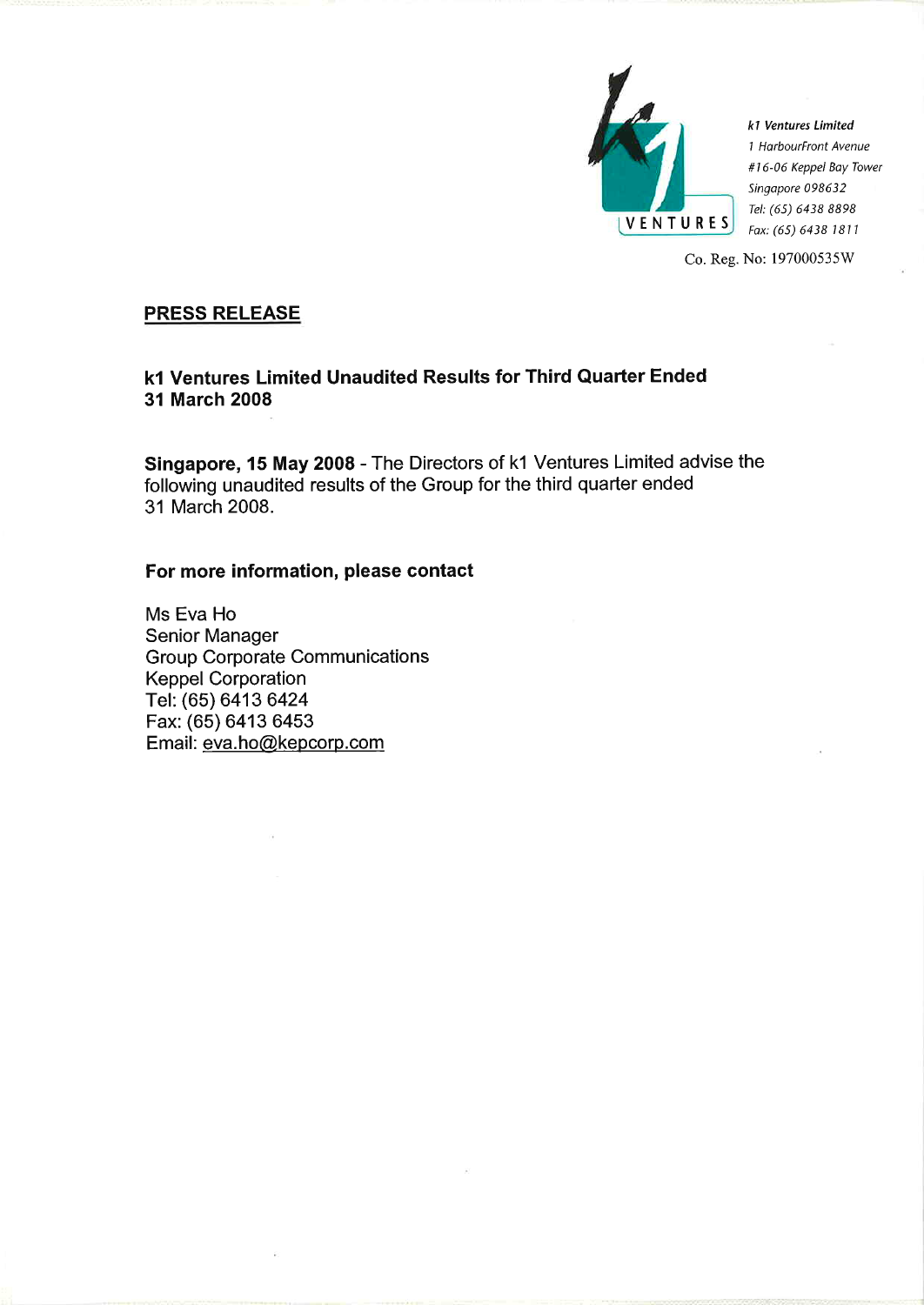**k1 Ventures Limited**
*1 HarbourFront Avenue*
*#16-06 Keppel Bay Tower*
*Singapore 098632*
*Tel: (65) 6438 8898*
*Fax: (65) 6438 1811*

Co. Reg. No: 197000535W

**PRESS RELEASE**

**k1 Ventures Limited Unaudited Results for Third Quarter Ended 31 March 2008**

**Singapore, 15 May 2008** - The Directors of k1 Ventures Limited advise the following unaudited results of the Group for the third quarter ended 31 March 2008.

**For more information, please contact**

Ms Eva Ho
Senior Manager
Group Corporate Communications
Keppel Corporation
Tel: (65) 6413 6424
Fax: (65) 6413 6453
Email: eva.ho@kepcorp.com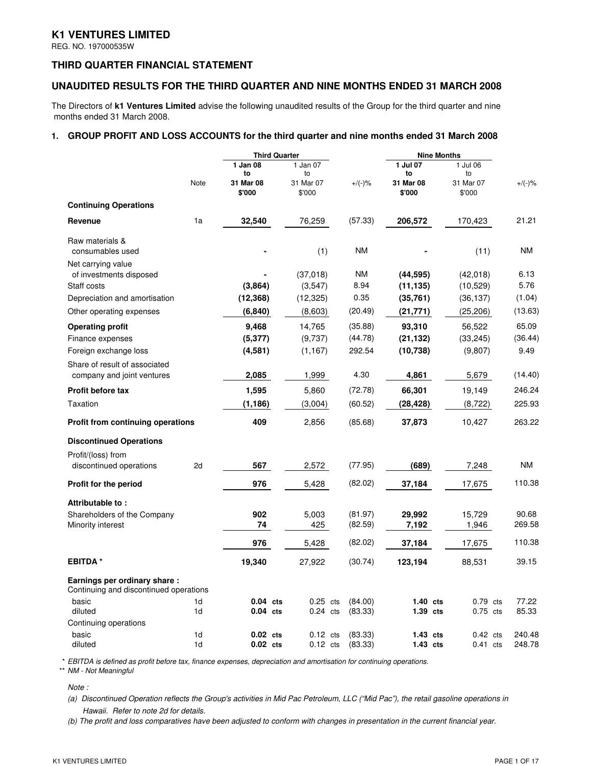# K1 VENTURES LIMITED

REG. NO. 197000535W

## THIRD QUARTER FINANCIAL STATEMENT

## UNAUDITED RESULTS FOR THE THIRD QUARTER AND NINE MONTHS ENDED 31 MARCH 2008

The Directors of **k1 Ventures Limited** advise the following unaudited results of the Group for the third quarter and nine months ended 31 March 2008.

### 1. GROUP PROFIT AND LOSS ACCOUNTS for the third quarter and nine months ended 31 March 2008

| | Note | Third Quarter | | | Nine Months | | |
|---|---|---|---|---|---|---|---|
| | | **1 Jan 08 to 31 Mar 08 $'000** | 1 Jan 07 to 31 Mar 07 $'000 | +/(-)% | **1 Jul 07 to 31 Mar 08 $'000** | 1 Jul 06 to 31 Mar 07 $'000 | +/(-)% |
| **Continuing Operations** | | | | | | | |
| **Revenue** | 1a | **32,540** | 76,259 | (57.33) | **206,572** | 170,423 | 21.21 |
| Raw materials & consumables used | | **-** | (1) | NM | **-** | (11) | NM |
| Net carrying value of investments disposed | | **-** | (37,018) | NM | **(44,595)** | (42,018) | 6.13 |
| Staff costs | | **(3,864)** | (3,547) | 8.94 | **(11,135)** | (10,529) | 5.76 |
| Depreciation and amortisation | | **(12,368)** | (12,325) | 0.35 | **(35,761)** | (36,137) | (1.04) |
| Other operating expenses | | **(6,840)** | (8,603) | (20.49) | **(21,771)** | (25,206) | (13.63) |
| **Operating profit** | | **9,468** | 14,765 | (35.88) | **93,310** | 56,522 | 65.09 |
| Finance expenses | | **(5,377)** | (9,737) | (44.78) | **(21,132)** | (33,245) | (36.44) |
| Foreign exchange loss | | **(4,581)** | (1,167) | 292.54 | **(10,738)** | (9,807) | 9.49 |
| Share of result of associated company and joint ventures | | **2,085** | 1,999 | 4.30 | **4,861** | 5,679 | (14.40) |
| **Profit before tax** | | **1,595** | 5,860 | (72.78) | **66,301** | 19,149 | 246.24 |
| Taxation | | **(1,186)** | (3,004) | (60.52) | **(28,428)** | (8,722) | 225.93 |
| **Profit from continuing operations** | | **409** | 2,856 | (85.68) | **37,873** | 10,427 | 263.22 |
| **Discontinued Operations** | | | | | | | |
| Profit/(loss) from discontinued operations | 2d | **567** | 2,572 | (77.95) | **(689)** | 7,248 | NM |
| **Profit for the period** | | **976** | 5,428 | (82.02) | **37,184** | 17,675 | 110.38 |
| **Attributable to :** | | | | | | | |
| Shareholders of the Company | | **902** | 5,003 | (81.97) | **29,992** | 15,729 | 90.68 |
| Minority interest | | **74** | 425 | (82.59) | **7,192** | 1,946 | 269.58 |
| | | **976** | 5,428 | (82.02) | **37,184** | 17,675 | 110.38 |
| **EBITDA \*** | | **19,340** | 27,922 | (30.74) | **123,194** | 88,531 | 39.15 |
| **Earnings per ordinary share :** | | | | | | | |
| Continuing and discontinued operations | | | | | | | |
| basic | 1d | **0.04 cts** | 0.25 cts | (84.00) | **1.40 cts** | 0.79 cts | 77.22 |
| diluted | 1d | **0.04 cts** | 0.24 cts | (83.33) | **1.39 cts** | 0.75 cts | 85.33 |
| Continuing operations | | | | | | | |
| basic | 1d | **0.02 cts** | 0.12 cts | (83.33) | **1.43 cts** | 0.42 cts | 240.48 |
| diluted | 1d | **0.02 cts** | 0.12 cts | (83.33) | **1.43 cts** | 0.41 cts | 248.78 |

*\* EBITDA is defined as profit before tax, finance expenses, depreciation and amortisation for continuing operations.*

*\*\* NM - Not Meaningful*

*Note :*

*(a) Discontinued Operation reflects the Group's activities in Mid Pac Petroleum, LLC ("Mid Pac"), the retail gasoline operations in Hawaii. Refer to note 2d for details.*

*(b) The profit and loss comparatives have been adjusted to conform with changes in presentation in the current financial year.*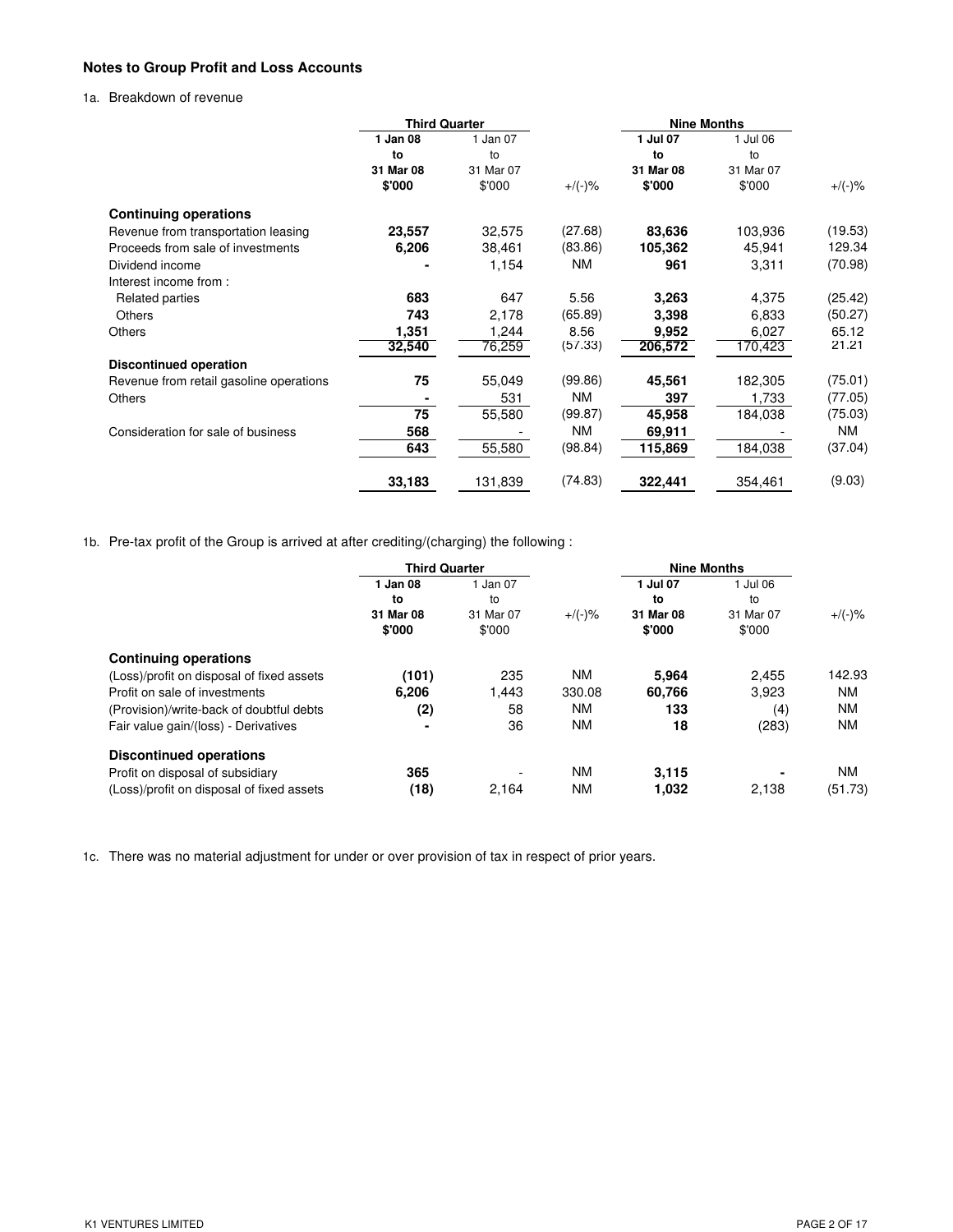## Notes to Group Profit and Loss Accounts

1a. Breakdown of revenue

| | Third Quarter | | | Nine Months | | |
|---|---|---|---|---|---|---|
| | **1 Jan 08 to 31 Mar 08 $'000** | 1 Jan 07 to 31 Mar 07 $'000 | +/(-)% | **1 Jul 07 to 31 Mar 08 $'000** | 1 Jul 06 to 31 Mar 07 $'000 | +/(-)% |
| **Continuing operations** | | | | | | |
| Revenue from transportation leasing | **23,557** | 32,575 | (27.68) | **83,636** | 103,936 | (19.53) |
| Proceeds from sale of investments | **6,206** | 38,461 | (83.86) | **105,362** | 45,941 | 129.34 |
| Dividend income | **-** | 1,154 | NM | **961** | 3,311 | (70.98) |
| Interest income from : | | | | | | |
| Related parties | **683** | 647 | 5.56 | **3,263** | 4,375 | (25.42) |
| Others | **743** | 2,178 | (65.89) | **3,398** | 6,833 | (50.27) |
| Others | **1,351** | 1,244 | 8.56 | **9,952** | 6,027 | 65.12 |
| | **32,540** | 76,259 | (57.33) | **206,572** | 170,423 | 21.21 |
| **Discontinued operation** | | | | | | |
| Revenue from retail gasoline operations | **75** | 55,049 | (99.86) | **45,561** | 182,305 | (75.01) |
| Others | **-** | 531 | NM | **397** | 1,733 | (77.05) |
| | **75** | 55,580 | (99.87) | **45,958** | 184,038 | (75.03) |
| Consideration for sale of business | **568** | - | NM | **69,911** | - | NM |
| | **643** | 55,580 | (98.84) | **115,869** | 184,038 | (37.04) |
| | **33,183** | 131,839 | (74.83) | **322,441** | 354,461 | (9.03) |

1b. Pre-tax profit of the Group is arrived at after crediting/(charging) the following :

| | Third Quarter | | | Nine Months | | |
|---|---|---|---|---|---|---|
| | **1 Jan 08 to 31 Mar 08 $'000** | 1 Jan 07 to 31 Mar 07 $'000 | +/(-)% | **1 Jul 07 to 31 Mar 08 $'000** | 1 Jul 06 to 31 Mar 07 $'000 | +/(-)% |
| **Continuing operations** | | | | | | |
| (Loss)/profit on disposal of fixed assets | **(101)** | 235 | NM | **5,964** | 2,455 | 142.93 |
| Profit on sale of investments | **6,206** | 1,443 | 330.08 | **60,766** | 3,923 | NM |
| (Provision)/write-back of doubtful debts | **(2)** | 58 | NM | **133** | (4) | NM |
| Fair value gain/(loss) - Derivatives | **-** | 36 | NM | **18** | (283) | NM |
| **Discontinued operations** | | | | | | |
| Profit on disposal of subsidiary | **365** | - | NM | **3,115** | **-** | NM |
| (Loss)/profit on disposal of fixed assets | **(18)** | 2,164 | NM | **1,032** | 2,138 | (51.73) |

1c. There was no material adjustment for under or over provision of tax in respect of prior years.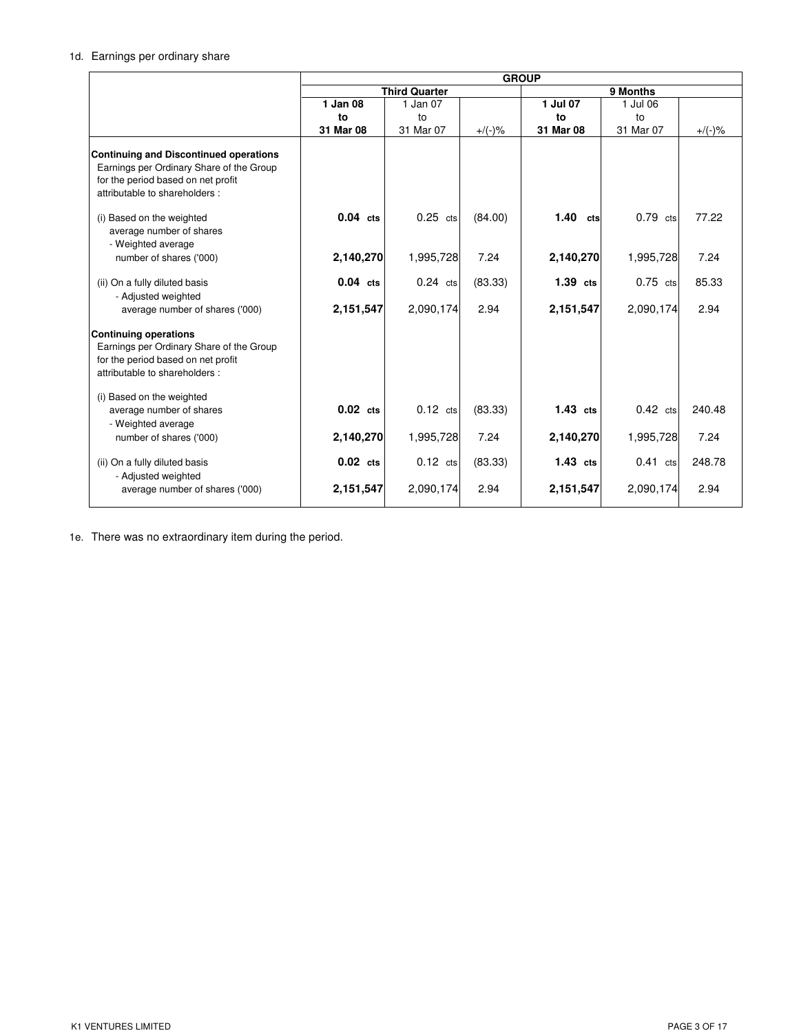1d. Earnings per ordinary share

| | GROUP | | | | | |
|---|---|---|---|---|---|---|
| | Third Quarter | | | 9 Months | | |
| | **1 Jan 08 to 31 Mar 08** | 1 Jan 07 to 31 Mar 07 | +/(-)% | **1 Jul 07 to 31 Mar 08** | 1 Jul 06 to 31 Mar 07 | +/(-)% |
| **Continuing and Discontinued operations** | | | | | | |
| Earnings per Ordinary Share of the Group for the period based on net profit attributable to shareholders : | | | | | | |
| (i) Based on the weighted average number of shares | **0.04 cts** | 0.25 cts | (84.00) | **1.40 cts** | 0.79 cts | 77.22 |
| - Weighted average number of shares ('000) | **2,140,270** | 1,995,728 | 7.24 | **2,140,270** | 1,995,728 | 7.24 |
| (ii) On a fully diluted basis | **0.04 cts** | 0.24 cts | (83.33) | **1.39 cts** | 0.75 cts | 85.33 |
| - Adjusted weighted average number of shares ('000) | **2,151,547** | 2,090,174 | 2.94 | **2,151,547** | 2,090,174 | 2.94 |
| **Continuing operations** | | | | | | |
| Earnings per Ordinary Share of the Group for the period based on net profit attributable to shareholders : | | | | | | |
| (i) Based on the weighted average number of shares | **0.02 cts** | 0.12 cts | (83.33) | **1.43 cts** | 0.42 cts | 240.48 |
| - Weighted average number of shares ('000) | **2,140,270** | 1,995,728 | 7.24 | **2,140,270** | 1,995,728 | 7.24 |
| (ii) On a fully diluted basis | **0.02 cts** | 0.12 cts | (83.33) | **1.43 cts** | 0.41 cts | 248.78 |
| - Adjusted weighted average number of shares ('000) | **2,151,547** | 2,090,174 | 2.94 | **2,151,547** | 2,090,174 | 2.94 |

1e. There was no extraordinary item during the period.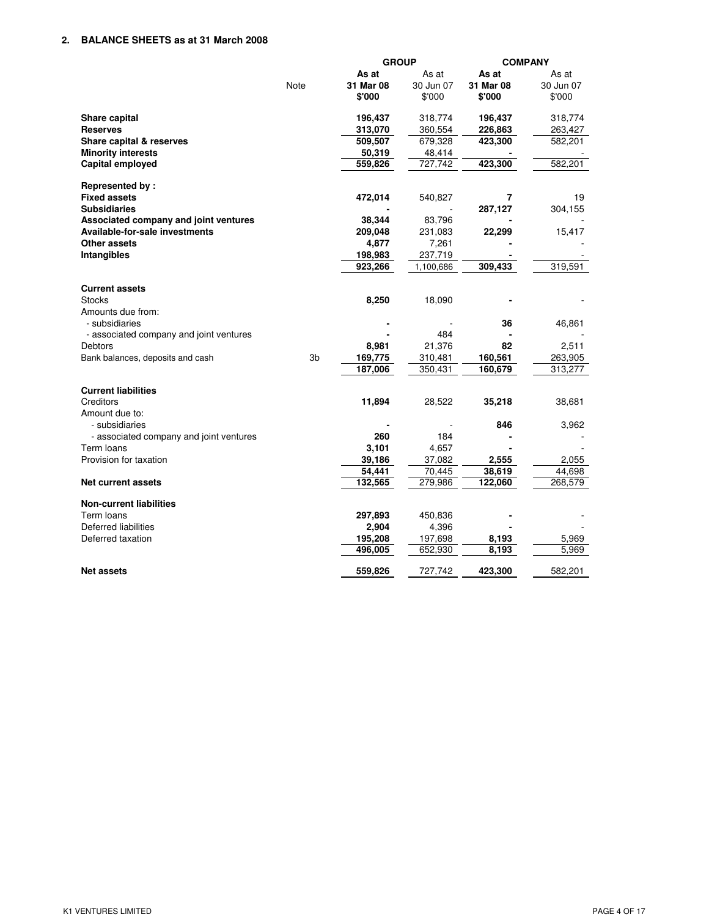## 2. BALANCE SHEETS as at 31 March 2008

| | Note | GROUP | | COMPANY | |
|---|---|---|---|---|---|
| | | **As at 31 Mar 08 $'000** | As at 30 Jun 07 $'000 | **As at 31 Mar 08 $'000** | As at 30 Jun 07 $'000 |
| **Share capital** | | **196,437** | 318,774 | **196,437** | 318,774 |
| **Reserves** | | **313,070** | 360,554 | **226,863** | 263,427 |
| **Share capital & reserves** | | **509,507** | 679,328 | **423,300** | 582,201 |
| **Minority interests** | | **50,319** | 48,414 | **-** | - |
| **Capital employed** | | **559,826** | 727,742 | **423,300** | 582,201 |
| **Represented by :** | | | | | |
| **Fixed assets** | | **472,014** | 540,827 | **7** | 19 |
| **Subsidiaries** | | **-** | - | **287,127** | 304,155 |
| **Associated company and joint ventures** | | **38,344** | 83,796 | **-** | - |
| **Available-for-sale investments** | | **209,048** | 231,083 | **22,299** | 15,417 |
| **Other assets** | | **4,877** | 7,261 | **-** | - |
| **Intangibles** | | **198,983** | 237,719 | **-** | - |
| | | **923,266** | 1,100,686 | **309,433** | 319,591 |
| **Current assets** | | | | | |
| Stocks | | **8,250** | 18,090 | **-** | - |
| Amounts due from: | | | | | |
| - subsidiaries | | **-** | - | **36** | 46,861 |
| - associated company and joint ventures | | **-** | 484 | **-** | - |
| Debtors | | **8,981** | 21,376 | **82** | 2,511 |
| Bank balances, deposits and cash | 3b | **169,775** | 310,481 | **160,561** | 263,905 |
| | | **187,006** | 350,431 | **160,679** | 313,277 |
| **Current liabilities** | | | | | |
| Creditors | | **11,894** | 28,522 | **35,218** | 38,681 |
| Amount due to: | | | | | |
| - subsidiaries | | **-** | - | **846** | 3,962 |
| - associated company and joint ventures | | **260** | 184 | **-** | - |
| Term loans | | **3,101** | 4,657 | **-** | - |
| Provision for taxation | | **39,186** | 37,082 | **2,555** | 2,055 |
| | | **54,441** | 70,445 | **38,619** | 44,698 |
| **Net current assets** | | **132,565** | 279,986 | **122,060** | 268,579 |
| **Non-current liabilities** | | | | | |
| Term loans | | **297,893** | 450,836 | **-** | - |
| Deferred liabilities | | **2,904** | 4,396 | **-** | - |
| Deferred taxation | | **195,208** | 197,698 | **8,193** | 5,969 |
| | | **496,005** | 652,930 | **8,193** | 5,969 |
| **Net assets** | | **559,826** | 727,742 | **423,300** | 582,201 |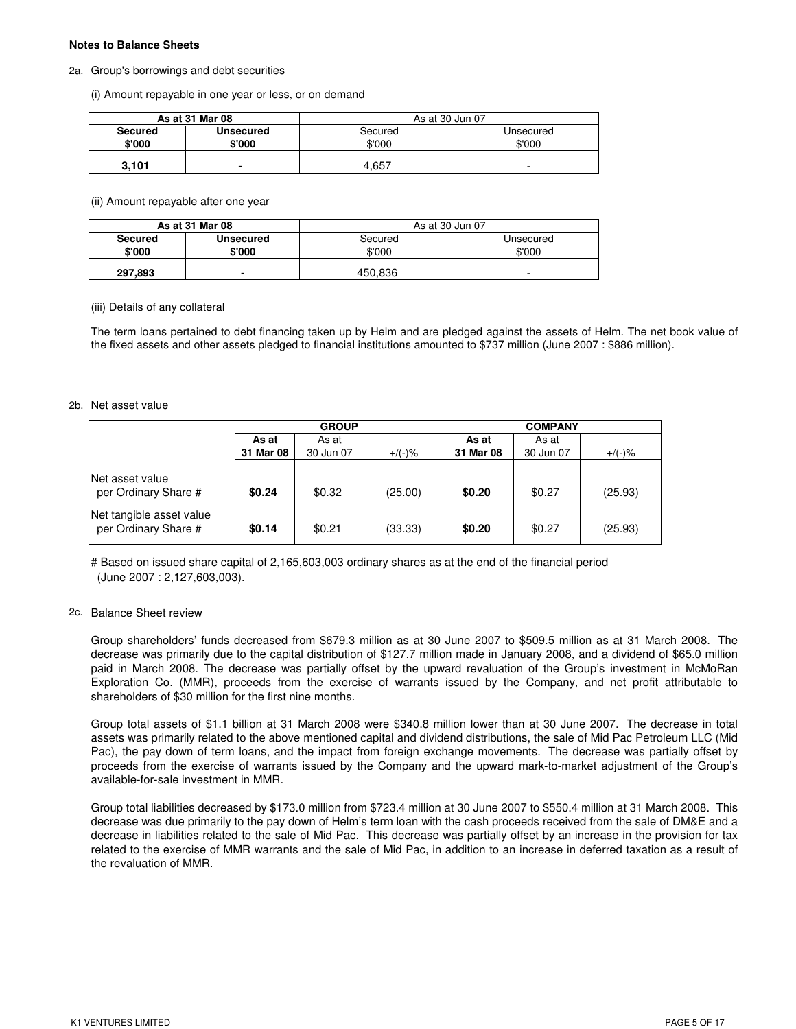**Notes to Balance Sheets**

2a. Group's borrowings and debt securities

(i) Amount repayable in one year or less, or on demand

| As at 31 Mar 08 | | As at 30 Jun 07 | |
|---|---|---|---|
| **Secured** | **Unsecured** | Secured | Unsecured |
| **$'000** | **$'000** | $'000 | $'000 |
| **3,101** | **-** | 4,657 | - |

(ii) Amount repayable after one year

| As at 31 Mar 08 | | As at 30 Jun 07 | |
|---|---|---|---|
| **Secured** | **Unsecured** | Secured | Unsecured |
| **$'000** | **$'000** | $'000 | $'000 |
| **297,893** | **-** | 450,836 | - |

(iii) Details of any collateral

The term loans pertained to debt financing taken up by Helm and are pledged against the assets of Helm. The net book value of the fixed assets and other assets pledged to financial institutions amounted to $737 million (June 2007 : $886 million).

2b. Net asset value

| | GROUP | | | COMPANY | | |
|---|---|---|---|---|---|---|
| | **As at 31 Mar 08** | As at 30 Jun 07 | +/(-)% | **As at 31 Mar 08** | As at 30 Jun 07 | +/(-)% |
| Net asset value per Ordinary Share # | **$0.24** | $0.32 | (25.00) | **$0.20** | $0.27 | (25.93) |
| Net tangible asset value per Ordinary Share # | **$0.14** | $0.21 | (33.33) | **$0.20** | $0.27 | (25.93) |

# Based on issued share capital of 2,165,603,003 ordinary shares as at the end of the financial period (June 2007 : 2,127,603,003).

2c. Balance Sheet review

Group shareholders' funds decreased from $679.3 million as at 30 June 2007 to $509.5 million as at 31 March 2008. The decrease was primarily due to the capital distribution of $127.7 million made in January 2008, and a dividend of $65.0 million paid in March 2008. The decrease was partially offset by the upward revaluation of the Group's investment in McMoRan Exploration Co. (MMR), proceeds from the exercise of warrants issued by the Company, and net profit attributable to shareholders of $30 million for the first nine months.

Group total assets of $1.1 billion at 31 March 2008 were $340.8 million lower than at 30 June 2007. The decrease in total assets was primarily related to the above mentioned capital and dividend distributions, the sale of Mid Pac Petroleum LLC (Mid Pac), the pay down of term loans, and the impact from foreign exchange movements. The decrease was partially offset by proceeds from the exercise of warrants issued by the Company and the upward mark-to-market adjustment of the Group's available-for-sale investment in MMR.

Group total liabilities decreased by $173.0 million from $723.4 million at 30 June 2007 to $550.4 million at 31 March 2008. This decrease was due primarily to the pay down of Helm's term loan with the cash proceeds received from the sale of DM&E and a decrease in liabilities related to the sale of Mid Pac. This decrease was partially offset by an increase in the provision for tax related to the exercise of MMR warrants and the sale of Mid Pac, in addition to an increase in deferred taxation as a result of the revaluation of MMR.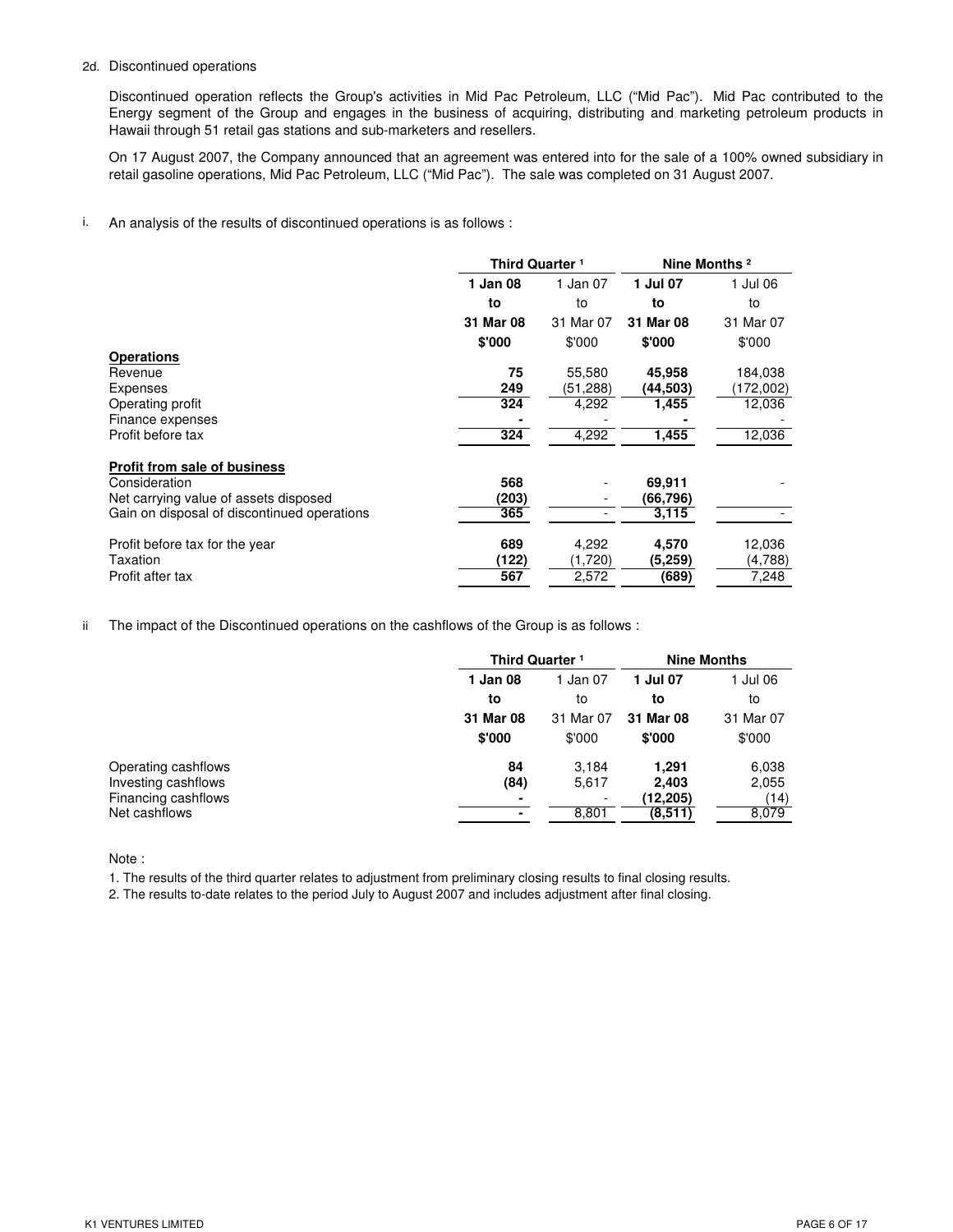2d. Discontinued operations

Discontinued operation reflects the Group's activities in Mid Pac Petroleum, LLC ("Mid Pac"). Mid Pac contributed to the Energy segment of the Group and engages in the business of acquiring, distributing and marketing petroleum products in Hawaii through 51 retail gas stations and sub-marketers and resellers.

On 17 August 2007, the Company announced that an agreement was entered into for the sale of a 100% owned subsidiary in retail gasoline operations, Mid Pac Petroleum, LLC ("Mid Pac"). The sale was completed on 31 August 2007.

i. An analysis of the results of discontinued operations is as follows :

| | Third Quarter [1] | | Nine Months [2] | |
|---|---|---|---|---|
| | **1 Jan 08 to 31 Mar 08** | 1 Jan 07 to 31 Mar 07 | **1 Jul 07 to 31 Mar 08** | 1 Jul 06 to 31 Mar 07 |
| | **$'000** | $'000 | **$'000** | $'000 |
| **Operations** | | | | |
| Revenue | **75** | 55,580 | **45,958** | 184,038 |
| Expenses | **249** | (51,288) | **(44,503)** | (172,002) |
| Operating profit | **324** | 4,292 | **1,455** | 12,036 |
| Finance expenses | **-** | - | **-** | - |
| Profit before tax | **324** | 4,292 | **1,455** | 12,036 |
| **Profit from sale of business** | | | | |
| Consideration | **568** | - | **69,911** | - |
| Net carrying value of assets disposed | **(203)** | - | **(66,796)** | |
| Gain on disposal of discontinued operations | **365** | - | **3,115** | - |
| Profit before tax for the year | **689** | 4,292 | **4,570** | 12,036 |
| Taxation | **(122)** | (1,720) | **(5,259)** | (4,788) |
| Profit after tax | **567** | 2,572 | **(689)** | 7,248 |

ii The impact of the Discontinued operations on the cashflows of the Group is as follows :

| | Third Quarter [1] | | Nine Months | |
|---|---|---|---|---|
| | **1 Jan 08 to 31 Mar 08** | 1 Jan 07 to 31 Mar 07 | **1 Jul 07 to 31 Mar 08** | 1 Jul 06 to 31 Mar 07 |
| | **$'000** | $'000 | **$'000** | $'000 |
| Operating cashflows | **84** | 3,184 | **1,291** | 6,038 |
| Investing cashflows | **(84)** | 5,617 | **2,403** | 2,055 |
| Financing cashflows | **-** | - | **(12,205)** | (14) |
| Net cashflows | **-** | 8,801 | **(8,511)** | 8,079 |

Note :

1. The results of the third quarter relates to adjustment from preliminary closing results to final closing results.
2. The results to-date relates to the period July to August 2007 and includes adjustment after final closing.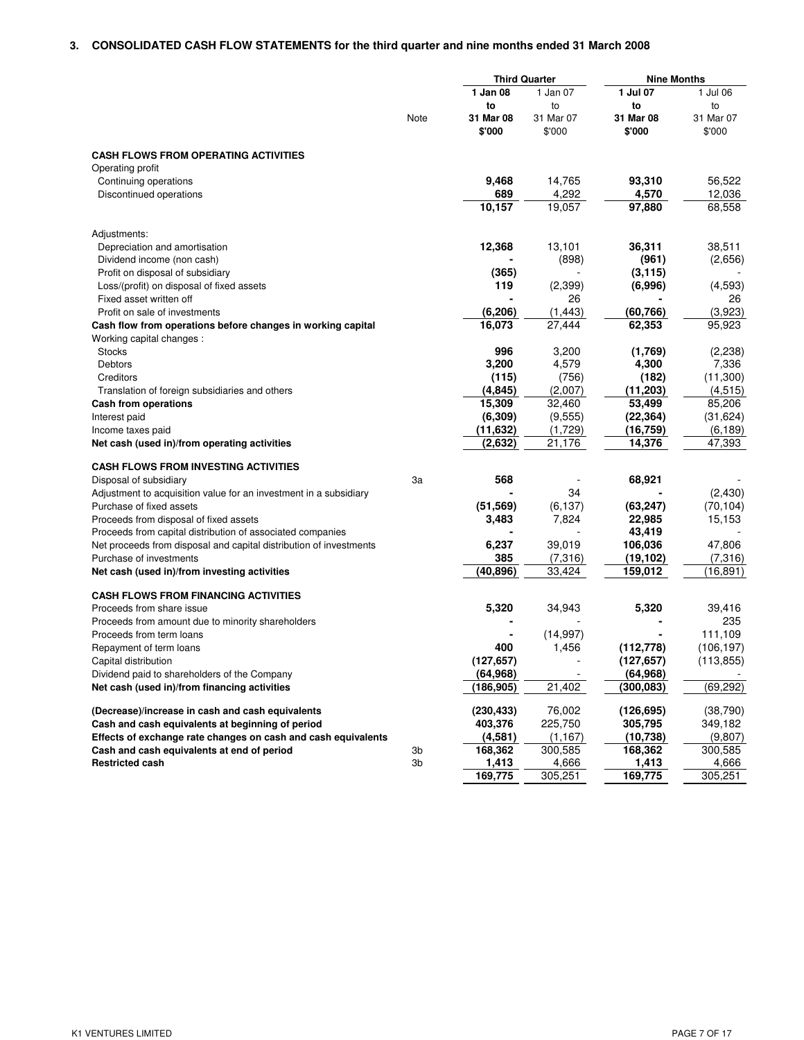## 3. CONSOLIDATED CASH FLOW STATEMENTS for the third quarter and nine months ended 31 March 2008

| | Note | Third Quarter | | Nine Months | |
|---|---|---|---|---|---|
| | | **1 Jan 08 to 31 Mar 08 $'000** | 1 Jan 07 to 31 Mar 07 $'000 | **1 Jul 07 to 31 Mar 08 $'000** | 1 Jul 06 to 31 Mar 07 $'000 |
| **CASH FLOWS FROM OPERATING ACTIVITIES** | | | | | |
| Operating profit | | | | | |
| Continuing operations | | **9,468** | 14,765 | **93,310** | 56,522 |
| Discontinued operations | | **689** | 4,292 | **4,570** | 12,036 |
| | | **10,157** | 19,057 | **97,880** | 68,558 |
| Adjustments: | | | | | |
| Depreciation and amortisation | | **12,368** | 13,101 | **36,311** | 38,511 |
| Dividend income (non cash) | | **-** | (898) | **(961)** | (2,656) |
| Profit on disposal of subsidiary | | **(365)** | - | **(3,115)** | - |
| Loss/(profit) on disposal of fixed assets | | **119** | (2,399) | **(6,996)** | (4,593) |
| Fixed asset written off | | **-** | 26 | **-** | 26 |
| Profit on sale of investments | | **(6,206)** | (1,443) | **(60,766)** | (3,923) |
| **Cash flow from operations before changes in working capital** | | **16,073** | 27,444 | **62,353** | 95,923 |
| Working capital changes : | | | | | |
| Stocks | | **996** | 3,200 | **(1,769)** | (2,238) |
| Debtors | | **3,200** | 4,579 | **4,300** | 7,336 |
| Creditors | | **(115)** | (756) | **(182)** | (11,300) |
| Translation of foreign subsidiaries and others | | **(4,845)** | (2,007) | **(11,203)** | (4,515) |
| **Cash from operations** | | **15,309** | 32,460 | **53,499** | 85,206 |
| Interest paid | | **(6,309)** | (9,555) | **(22,364)** | (31,624) |
| Income taxes paid | | **(11,632)** | (1,729) | **(16,759)** | (6,189) |
| **Net cash (used in)/from operating activities** | | **(2,632)** | 21,176 | **14,376** | 47,393 |
| **CASH FLOWS FROM INVESTING ACTIVITIES** | | | | | |
| Disposal of subsidiary | 3a | **568** | - | **68,921** | - |
| Adjustment to acquisition value for an investment in a subsidiary | | **-** | 34 | **-** | (2,430) |
| Purchase of fixed assets | | **(51,569)** | (6,137) | **(63,247)** | (70,104) |
| Proceeds from disposal of fixed assets | | **3,483** | 7,824 | **22,985** | 15,153 |
| Proceeds from capital distribution of associated companies | | **-** | - | **43,419** | - |
| Net proceeds from disposal and capital distribution of investments | | **6,237** | 39,019 | **106,036** | 47,806 |
| Purchase of investments | | **385** | (7,316) | **(19,102)** | (7,316) |
| **Net cash (used in)/from investing activities** | | **(40,896)** | 33,424 | **159,012** | (16,891) |
| **CASH FLOWS FROM FINANCING ACTIVITIES** | | | | | |
| Proceeds from share issue | | **5,320** | 34,943 | **5,320** | 39,416 |
| Proceeds from amount due to minority shareholders | | **-** | - | **-** | 235 |
| Proceeds from term loans | | **-** | (14,997) | **-** | 111,109 |
| Repayment of term loans | | **400** | 1,456 | **(112,778)** | (106,197) |
| Capital distribution | | **(127,657)** | - | **(127,657)** | (113,855) |
| Dividend paid to shareholders of the Company | | **(64,968)** | - | **(64,968)** | - |
| **Net cash (used in)/from financing activities** | | **(186,905)** | 21,402 | **(300,083)** | (69,292) |
| **(Decrease)/increase in cash and cash equivalents** | | **(230,433)** | 76,002 | **(126,695)** | (38,790) |
| **Cash and cash equivalents at beginning of period** | | **403,376** | 225,750 | **305,795** | 349,182 |
| **Effects of exchange rate changes on cash and cash equivalents** | | **(4,581)** | (1,167) | **(10,738)** | (9,807) |
| **Cash and cash equivalents at end of period** | 3b | **168,362** | 300,585 | **168,362** | 300,585 |
| **Restricted cash** | 3b | **1,413** | 4,666 | **1,413** | 4,666 |
| | | **169,775** | 305,251 | **169,775** | 305,251 |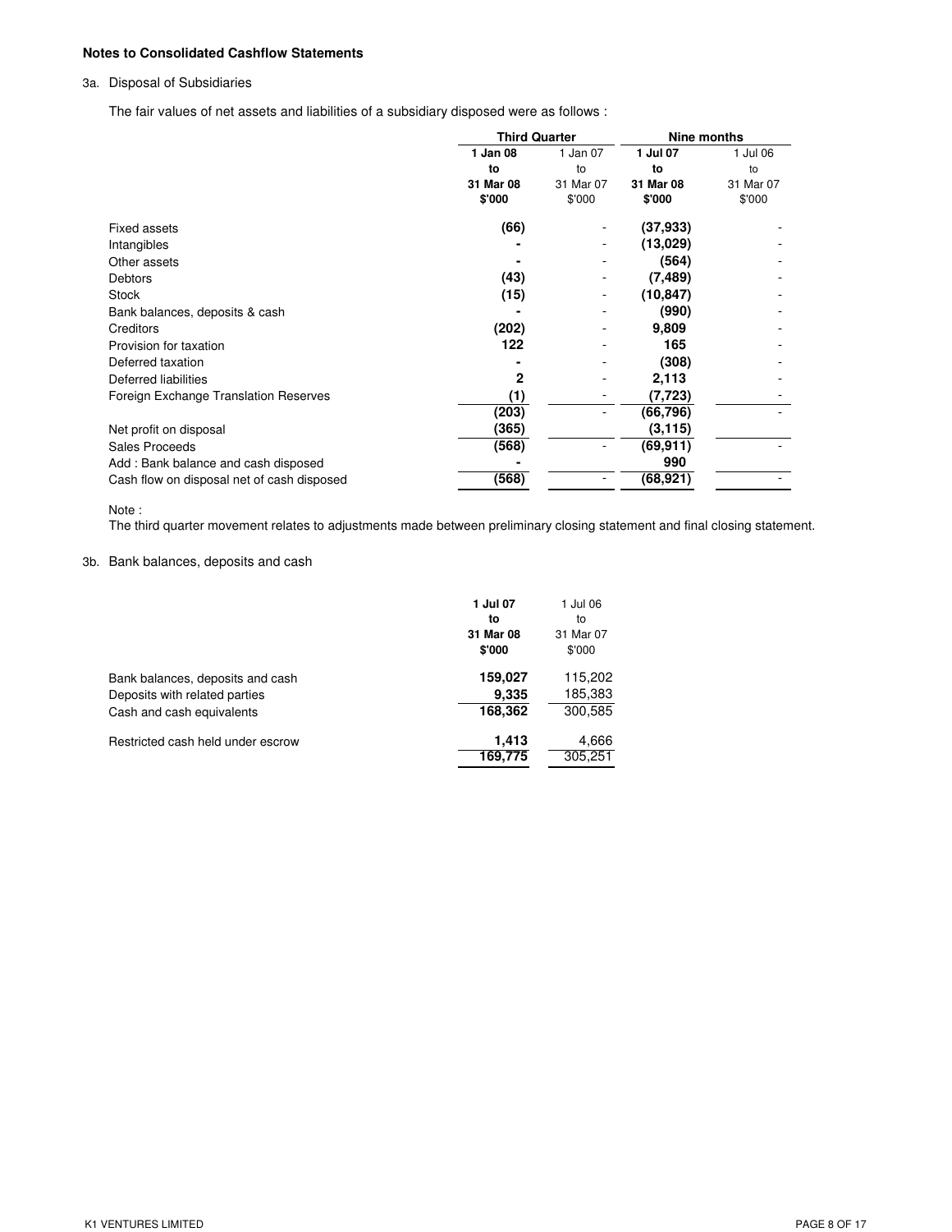**Notes to Consolidated Cashflow Statements**

3a. Disposal of Subsidiaries

The fair values of net assets and liabilities of a subsidiary disposed were as follows :

| | Third Quarter | | Nine months | |
|---|---|---|---|---|
| | **1 Jan 08 to 31 Mar 08 $'000** | 1 Jan 07 to 31 Mar 07 $'000 | **1 Jul 07 to 31 Mar 08 $'000** | 1 Jul 06 to 31 Mar 07 $'000 |
| Fixed assets | **(66)** | - | **(37,933)** | - |
| Intangibles | **-** | - | **(13,029)** | - |
| Other assets | **-** | - | **(564)** | - |
| Debtors | **(43)** | - | **(7,489)** | - |
| Stock | **(15)** | - | **(10,847)** | - |
| Bank balances, deposits & cash | **-** | - | **(990)** | - |
| Creditors | **(202)** | - | **9,809** | - |
| Provision for taxation | **122** | - | **165** | - |
| Deferred taxation | **-** | - | **(308)** | - |
| Deferred liabilities | **2** | - | **2,113** | - |
| Foreign Exchange Translation Reserves | **(1)** | - | **(7,723)** | - |
| | **(203)** | - | **(66,796)** | - |
| Net profit on disposal | **(365)** | | **(3,115)** | |
| Sales Proceeds | **(568)** | - | **(69,911)** | - |
| Add : Bank balance and cash disposed | **-** | | **990** | |
| Cash flow on disposal net of cash disposed | **(568)** | - | **(68,921)** | - |

Note :
The third quarter movement relates to adjustments made between preliminary closing statement and final closing statement.

3b. Bank balances, deposits and cash

| | **1 Jul 07 to 31 Mar 08 $'000** | 1 Jul 06 to 31 Mar 07 $'000 |
|---|---|---|
| Bank balances, deposits and cash | **159,027** | 115,202 |
| Deposits with related parties | **9,335** | 185,383 |
| Cash and cash equivalents | **168,362** | 300,585 |
| | | |
| Restricted cash held under escrow | **1,413** | 4,666 |
| | **169,775** | 305,251 |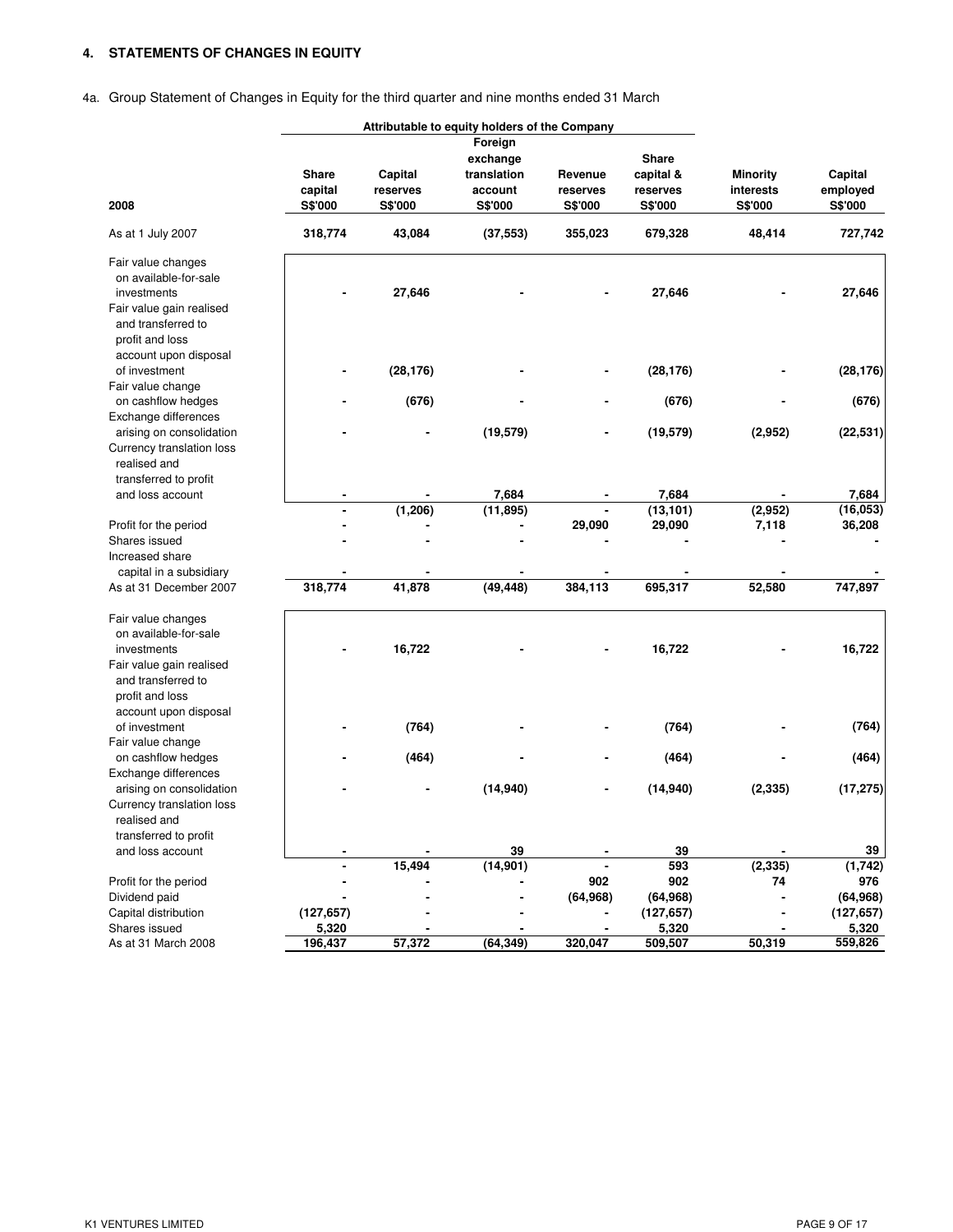# 4. STATEMENTS OF CHANGES IN EQUITY

4a. Group Statement of Changes in Equity for the third quarter and nine months ended 31 March

| | Attributable to equity holders of the Company | | | | | | |
|---|---|---|---|---|---|---|---|
| 2008 | Share capital S$'000 | Capital reserves S$'000 | Foreign exchange translation account S$'000 | Revenue reserves S$'000 | Share capital & reserves S$'000 | Minority interests S$'000 | Capital employed S$'000 |
| As at 1 July 2007 | 318,774 | 43,084 | (37,553) | 355,023 | 679,328 | 48,414 | 727,742 |
| Fair value changes on available-for-sale investments | - | 27,646 | - | - | 27,646 | - | 27,646 |
| Fair value gain realised and transferred to profit and loss account upon disposal of investment | - | (28,176) | - | - | (28,176) | - | (28,176) |
| Fair value change on cashflow hedges | - | (676) | - | - | (676) | - | (676) |
| Exchange differences arising on consolidation | - | - | (19,579) | - | (19,579) | (2,952) | (22,531) |
| Currency translation loss realised and transferred to profit and loss account | - | - | 7,684 | - | 7,684 | - | 7,684 |
| | - | (1,206) | (11,895) | - | (13,101) | (2,952) | (16,053) |
| Profit for the period | - | - | - | 29,090 | 29,090 | 7,118 | 36,208 |
| Shares issued | - | - | - | - | - | - | - |
| Increased share capital in a subsidiary | - | - | - | - | - | - | - |
| As at 31 December 2007 | 318,774 | 41,878 | (49,448) | 384,113 | 695,317 | 52,580 | 747,897 |
| Fair value changes on available-for-sale investments | - | 16,722 | - | - | 16,722 | - | 16,722 |
| Fair value gain realised and transferred to profit and loss account upon disposal of investment | - | (764) | - | - | (764) | - | (764) |
| Fair value change on cashflow hedges | - | (464) | - | - | (464) | - | (464) |
| Exchange differences arising on consolidation | - | - | (14,940) | - | (14,940) | (2,335) | (17,275) |
| Currency translation loss realised and transferred to profit and loss account | - | - | 39 | - | 39 | - | 39 |
| | - | 15,494 | (14,901) | - | 593 | (2,335) | (1,742) |
| Profit for the period | - | - | - | 902 | 902 | 74 | 976 |
| Dividend paid | - | - | - | (64,968) | (64,968) | - | (64,968) |
| Capital distribution | (127,657) | - | - | - | (127,657) | - | (127,657) |
| Shares issued | 5,320 | - | - | - | 5,320 | - | 5,320 |
| As at 31 March 2008 | 196,437 | 57,372 | (64,349) | 320,047 | 509,507 | 50,319 | 559,826 |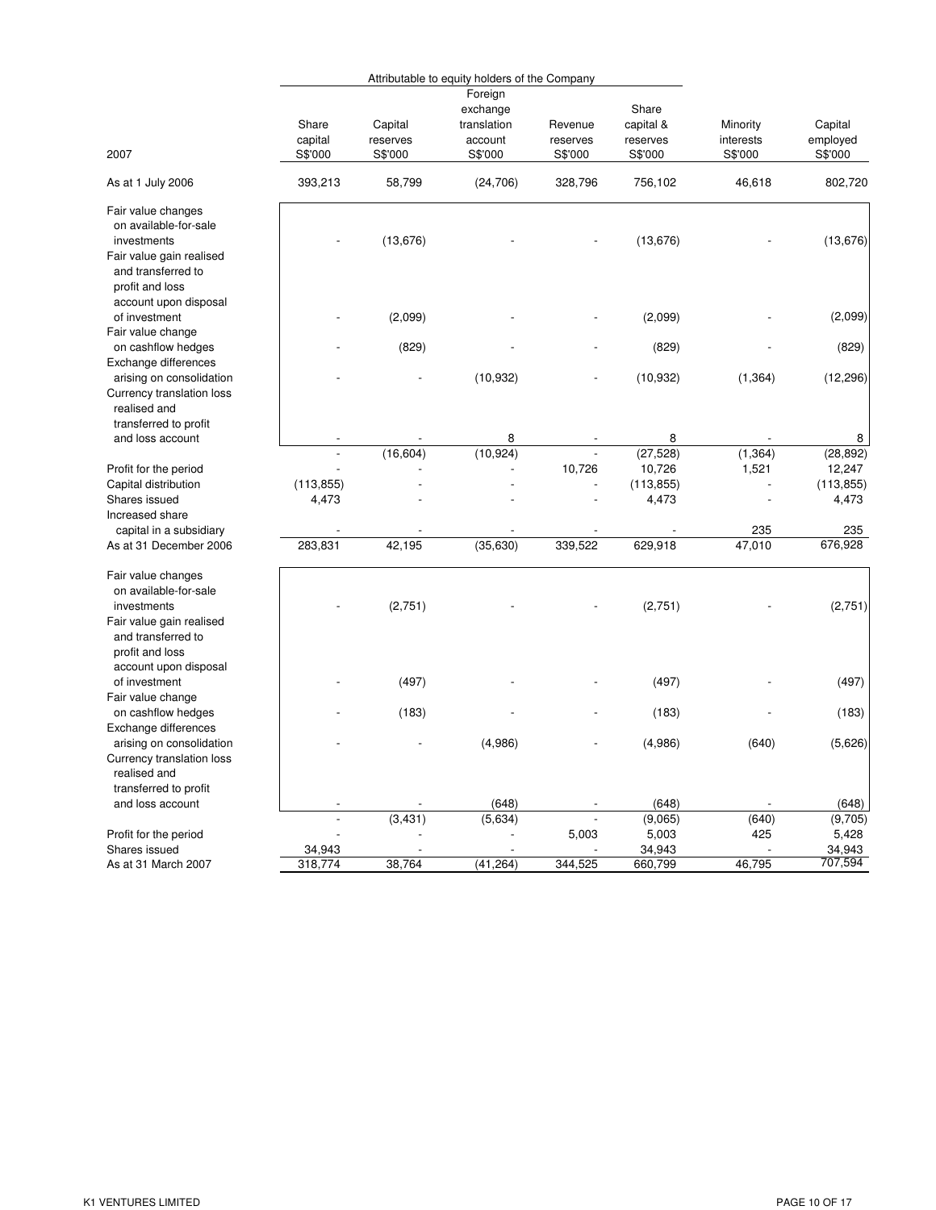| 2007 | Share capital S$'000 | Capital reserves S$'000 | Foreign exchange translation account S$'000 | Revenue reserves S$'000 | Share capital & reserves S$'000 | Minority interests S$'000 | Capital employed S$'000 |
|---|---|---|---|---|---|---|---|
| | Attributable to equity holders of the Company | | | | | | |
| As at 1 July 2006 | 393,213 | 58,799 | (24,706) | 328,796 | 756,102 | 46,618 | 802,720 |
| Fair value changes on available-for-sale investments | - | (13,676) | - | - | (13,676) | - | (13,676) |
| Fair value gain realised and transferred to profit and loss account upon disposal of investment | - | (2,099) | - | - | (2,099) | - | (2,099) |
| Fair value change on cashflow hedges | - | (829) | - | - | (829) | - | (829) |
| Exchange differences arising on consolidation | - | - | (10,932) | - | (10,932) | (1,364) | (12,296) |
| Currency translation loss realised and transferred to profit and loss account | - | - | 8 | - | 8 | - | 8 |
| | - | (16,604) | (10,924) | - | (27,528) | (1,364) | (28,892) |
| Profit for the period | - | - | - | 10,726 | 10,726 | 1,521 | 12,247 |
| Capital distribution | (113,855) | - | - | - | (113,855) | - | (113,855) |
| Shares issued | 4,473 | - | - | - | 4,473 | - | 4,473 |
| Increased share capital in a subsidiary | - | - | - | - | - | 235 | 235 |
| As at 31 December 2006 | 283,831 | 42,195 | (35,630) | 339,522 | 629,918 | 47,010 | 676,928 |
| Fair value changes on available-for-sale investments | - | (2,751) | - | - | (2,751) | - | (2,751) |
| Fair value gain realised and transferred to profit and loss account upon disposal of investment | - | (497) | - | - | (497) | - | (497) |
| Fair value change on cashflow hedges | - | (183) | - | - | (183) | - | (183) |
| Exchange differences arising on consolidation | - | - | (4,986) | - | (4,986) | (640) | (5,626) |
| Currency translation loss realised and transferred to profit and loss account | - | - | (648) | - | (648) | - | (648) |
| | - | (3,431) | (5,634) | - | (9,065) | (640) | (9,705) |
| Profit for the period | - | - | - | 5,003 | 5,003 | 425 | 5,428 |
| Shares issued | 34,943 | - | - | - | 34,943 | - | 34,943 |
| As at 31 March 2007 | 318,774 | 38,764 | (41,264) | 344,525 | 660,799 | 46,795 | 707,594 |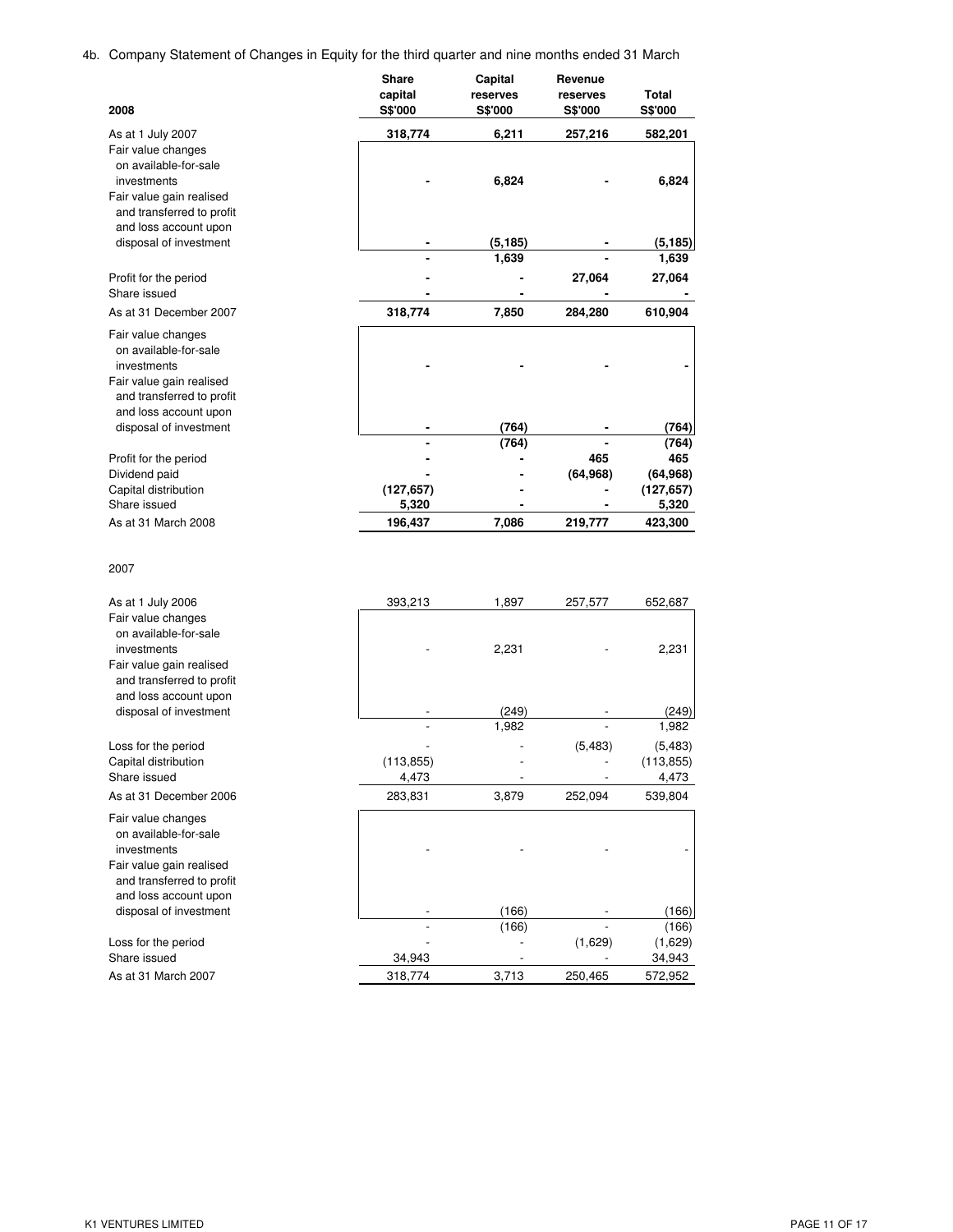4b. Company Statement of Changes in Equity for the third quarter and nine months ended 31 March

| 2008 | Share capital S$'000 | Capital reserves S$'000 | Revenue reserves S$'000 | Total S$'000 |
|---|---|---|---|---|
| **As at 1 July 2007** | **318,774** | **6,211** | **257,216** | **582,201** |
| Fair value changes on available-for-sale investments | **-** | **6,824** | **-** | **6,824** |
| Fair value gain realised and transferred to profit and loss account upon disposal of investment | **-** | **(5,185)** | **-** | **(5,185)** |
| | **-** | **1,639** | **-** | **1,639** |
| Profit for the period | **-** | **-** | **27,064** | **27,064** |
| Share issued | **-** | **-** | **-** | **-** |
| **As at 31 December 2007** | **318,774** | **7,850** | **284,280** | **610,904** |
| Fair value changes on available-for-sale investments | **-** | **-** | **-** | **-** |
| Fair value gain realised and transferred to profit and loss account upon disposal of investment | **-** | **(764)** | **-** | **(764)** |
| | **-** | **(764)** | **-** | **(764)** |
| Profit for the period | **-** | **-** | **465** | **465** |
| Dividend paid | **-** | **-** | **(64,968)** | **(64,968)** |
| Capital distribution | **(127,657)** | **-** | **-** | **(127,657)** |
| Share issued | **5,320** | **-** | **-** | **5,320** |
| **As at 31 March 2008** | **196,437** | **7,086** | **219,777** | **423,300** |

| 2007 | Share capital S$'000 | Capital reserves S$'000 | Revenue reserves S$'000 | Total S$'000 |
|---|---|---|---|---|
| As at 1 July 2006 | 393,213 | 1,897 | 257,577 | 652,687 |
| Fair value changes on available-for-sale investments | - | 2,231 | - | 2,231 |
| Fair value gain realised and transferred to profit and loss account upon disposal of investment | - | (249) | - | (249) |
| | - | 1,982 | - | 1,982 |
| Loss for the period | - | - | (5,483) | (5,483) |
| Capital distribution | (113,855) | - | - | (113,855) |
| Share issued | 4,473 | - | - | 4,473 |
| As at 31 December 2006 | 283,831 | 3,879 | 252,094 | 539,804 |
| Fair value changes on available-for-sale investments | - | - | - | - |
| Fair value gain realised and transferred to profit and loss account upon disposal of investment | - | (166) | - | (166) |
| | - | (166) | - | (166) |
| Loss for the period | - | - | (1,629) | (1,629) |
| Share issued | 34,943 | - | - | 34,943 |
| As at 31 March 2007 | 318,774 | 3,713 | 250,465 | 572,952 |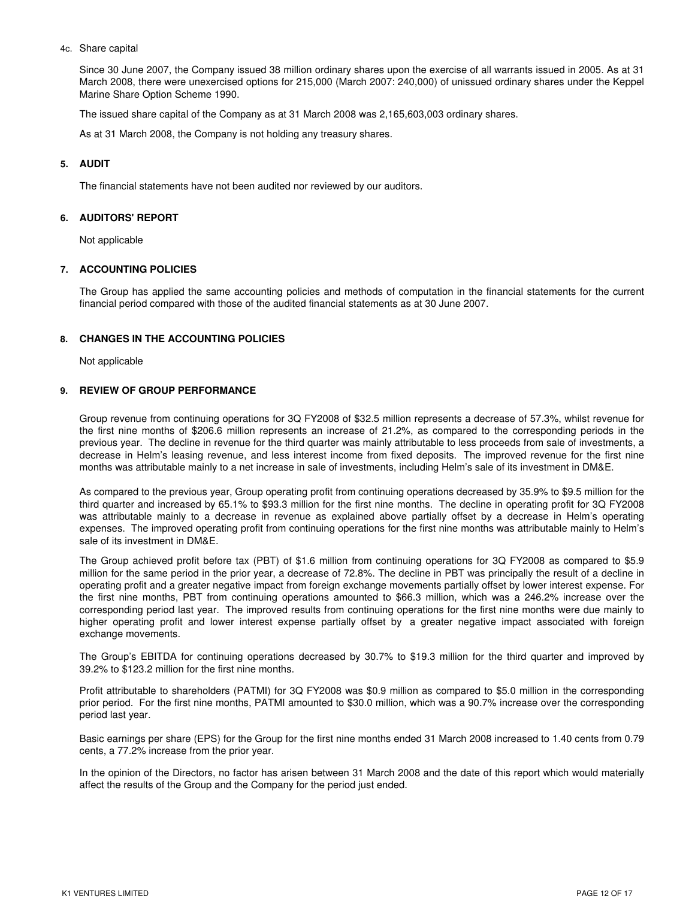4c. Share capital

Since 30 June 2007, the Company issued 38 million ordinary shares upon the exercise of all warrants issued in 2005. As at 31 March 2008, there were unexercised options for 215,000 (March 2007: 240,000) of unissued ordinary shares under the Keppel Marine Share Option Scheme 1990.

The issued share capital of the Company as at 31 March 2008 was 2,165,603,003 ordinary shares.

As at 31 March 2008, the Company is not holding any treasury shares.

## 5. AUDIT

The financial statements have not been audited nor reviewed by our auditors.

## 6. AUDITORS' REPORT

Not applicable

## 7. ACCOUNTING POLICIES

The Group has applied the same accounting policies and methods of computation in the financial statements for the current financial period compared with those of the audited financial statements as at 30 June 2007.

## 8. CHANGES IN THE ACCOUNTING POLICIES

Not applicable

## 9. REVIEW OF GROUP PERFORMANCE

Group revenue from continuing operations for 3Q FY2008 of $32.5 million represents a decrease of 57.3%, whilst revenue for the first nine months of $206.6 million represents an increase of 21.2%, as compared to the corresponding periods in the previous year. The decline in revenue for the third quarter was mainly attributable to less proceeds from sale of investments, a decrease in Helm's leasing revenue, and less interest income from fixed deposits. The improved revenue for the first nine months was attributable mainly to a net increase in sale of investments, including Helm's sale of its investment in DM&E.

As compared to the previous year, Group operating profit from continuing operations decreased by 35.9% to $9.5 million for the third quarter and increased by 65.1% to $93.3 million for the first nine months. The decline in operating profit for 3Q FY2008 was attributable mainly to a decrease in revenue as explained above partially offset by a decrease in Helm's operating expenses. The improved operating profit from continuing operations for the first nine months was attributable mainly to Helm's sale of its investment in DM&E.

The Group achieved profit before tax (PBT) of $1.6 million from continuing operations for 3Q FY2008 as compared to $5.9 million for the same period in the prior year, a decrease of 72.8%. The decline in PBT was principally the result of a decline in operating profit and a greater negative impact from foreign exchange movements partially offset by lower interest expense. For the first nine months, PBT from continuing operations amounted to $66.3 million, which was a 246.2% increase over the corresponding period last year. The improved results from continuing operations for the first nine months were due mainly to higher operating profit and lower interest expense partially offset by a greater negative impact associated with foreign exchange movements.

The Group's EBITDA for continuing operations decreased by 30.7% to $19.3 million for the third quarter and improved by 39.2% to $123.2 million for the first nine months.

Profit attributable to shareholders (PATMI) for 3Q FY2008 was $0.9 million as compared to $5.0 million in the corresponding prior period. For the first nine months, PATMI amounted to $30.0 million, which was a 90.7% increase over the corresponding period last year.

Basic earnings per share (EPS) for the Group for the first nine months ended 31 March 2008 increased to 1.40 cents from 0.79 cents, a 77.2% increase from the prior year.

In the opinion of the Directors, no factor has arisen between 31 March 2008 and the date of this report which would materially affect the results of the Group and the Company for the period just ended.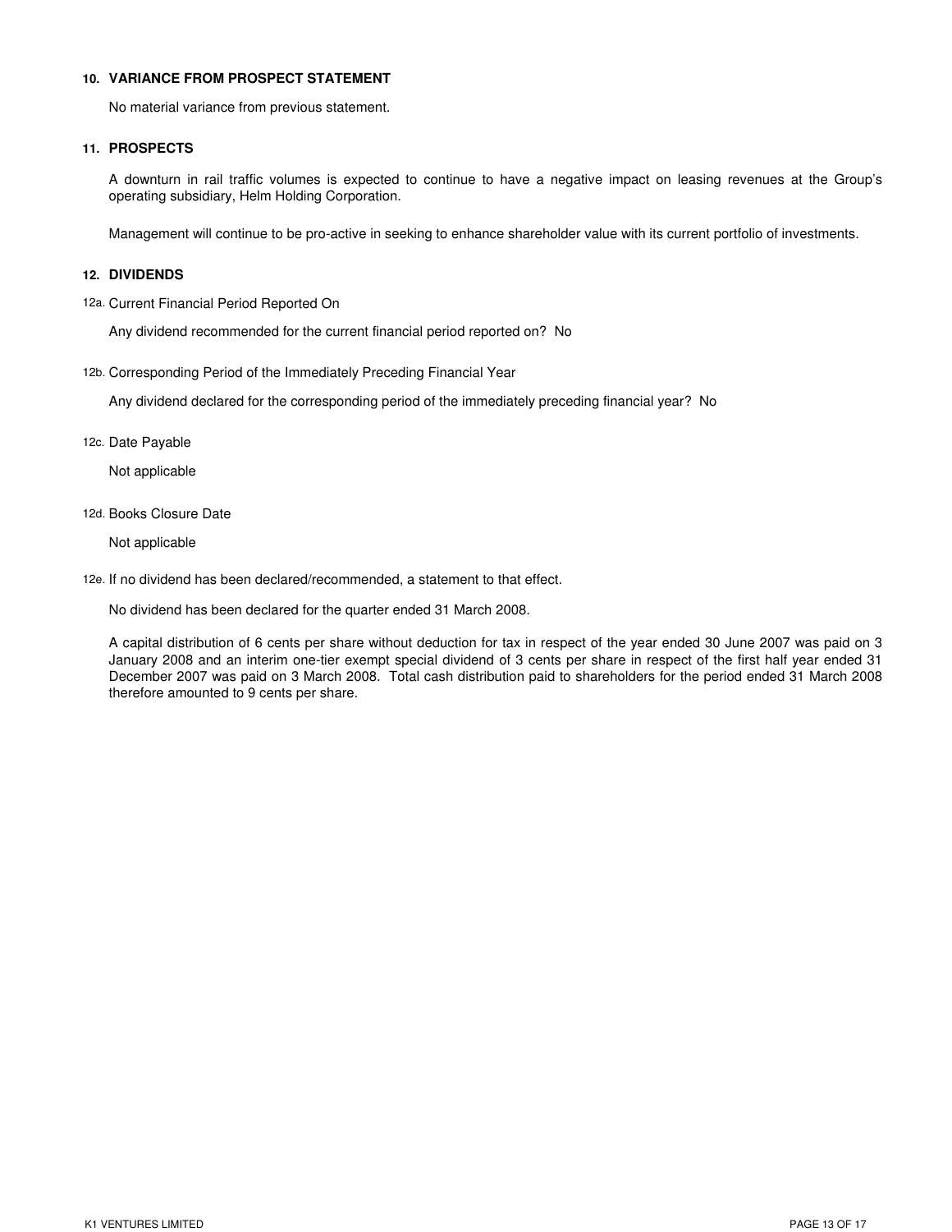## 10. VARIANCE FROM PROSPECT STATEMENT

No material variance from previous statement.

## 11. PROSPECTS

A downturn in rail traffic volumes is expected to continue to have a negative impact on leasing revenues at the Group's operating subsidiary, Helm Holding Corporation.

Management will continue to be pro-active in seeking to enhance shareholder value with its current portfolio of investments.

## 12. DIVIDENDS

### 12a. Current Financial Period Reported On

Any dividend recommended for the current financial period reported on? No

### 12b. Corresponding Period of the Immediately Preceding Financial Year

Any dividend declared for the corresponding period of the immediately preceding financial year? No

### 12c. Date Payable

Not applicable

### 12d. Books Closure Date

Not applicable

### 12e. If no dividend has been declared/recommended, a statement to that effect.

No dividend has been declared for the quarter ended 31 March 2008.

A capital distribution of 6 cents per share without deduction for tax in respect of the year ended 30 June 2007 was paid on 3 January 2008 and an interim one-tier exempt special dividend of 3 cents per share in respect of the first half year ended 31 December 2007 was paid on 3 March 2008. Total cash distribution paid to shareholders for the period ended 31 March 2008 therefore amounted to 9 cents per share.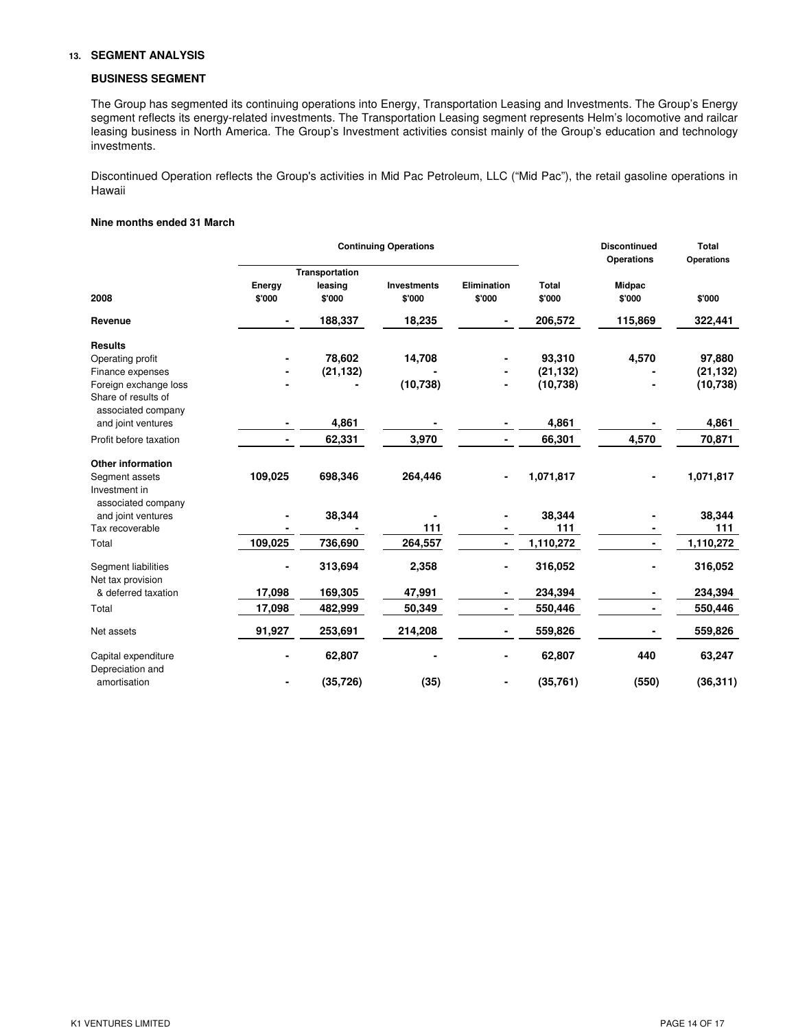## 13. SEGMENT ANALYSIS

### BUSINESS SEGMENT

The Group has segmented its continuing operations into Energy, Transportation Leasing and Investments. The Group's Energy segment reflects its energy-related investments. The Transportation Leasing segment represents Helm's locomotive and railcar leasing business in North America. The Group's Investment activities consist mainly of the Group's education and technology investments.

Discontinued Operation reflects the Group's activities in Mid Pac Petroleum, LLC ("Mid Pac"), the retail gasoline operations in Hawaii

**Nine months ended 31 March**

| | Continuing Operations | | | | | Discontinued Operations | Total Operations |
|---|---|---|---|---|---|---|---|
| **2008** | **Energy** $'000 | **Transportation leasing** $'000 | **Investments** $'000 | **Elimination** $'000 | **Total** $'000 | **Midpac** $'000 | $'000 |
| **Revenue** | **-** | **188,337** | **18,235** | **-** | **206,572** | **115,869** | **322,441** |
| **Results** | | | | | | | |
| Operating profit | - | 78,602 | 14,708 | - | 93,310 | 4,570 | 97,880 |
| Finance expenses | - | (21,132) | - | - | (21,132) | - | (21,132) |
| Foreign exchange loss | - | - | (10,738) | - | (10,738) | - | (10,738) |
| Share of results of associated company and joint ventures | - | 4,861 | - | - | 4,861 | - | 4,861 |
| Profit before taxation | - | 62,331 | 3,970 | - | 66,301 | 4,570 | 70,871 |
| **Other information** | | | | | | | |
| Segment assets | 109,025 | 698,346 | 264,446 | - | 1,071,817 | - | 1,071,817 |
| Investment in associated company and joint ventures | - | 38,344 | - | - | 38,344 | - | 38,344 |
| Tax recoverable | - | - | 111 | - | 111 | - | 111 |
| Total | 109,025 | 736,690 | 264,557 | - | 1,110,272 | - | 1,110,272 |
| Segment liabilities | - | 313,694 | 2,358 | - | 316,052 | - | 316,052 |
| Net tax provision & deferred taxation | 17,098 | 169,305 | 47,991 | - | 234,394 | - | 234,394 |
| Total | 17,098 | 482,999 | 50,349 | - | 550,446 | - | 550,446 |
| Net assets | 91,927 | 253,691 | 214,208 | - | 559,826 | - | 559,826 |
| Capital expenditure | - | 62,807 | - | - | 62,807 | 440 | 63,247 |
| Depreciation and amortisation | - | (35,726) | (35) | - | (35,761) | (550) | (36,311) |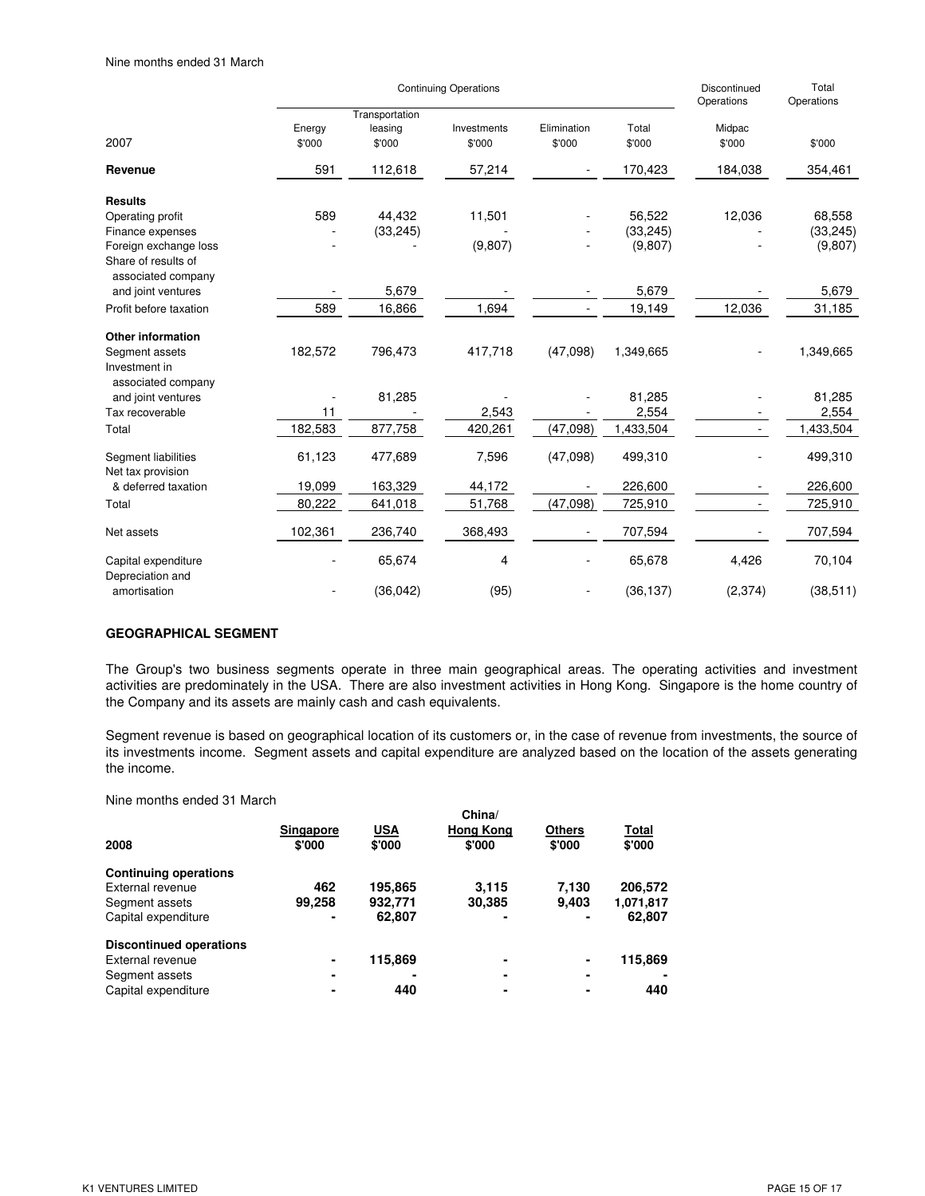Nine months ended 31 March

| 2007 | Continuing Operations Energy \$'000 | Transportation leasing \$'000 | Investments \$'000 | Elimination \$'000 | Total \$'000 | Discontinued Operations Midpac \$'000 | Total Operations \$'000 |
|---|---|---|---|---|---|---|---|
| **Revenue** | 591 | 112,618 | 57,214 | - | 170,423 | 184,038 | 354,461 |
| **Results** | | | | | | | |
| Operating profit | 589 | 44,432 | 11,501 | - | 56,522 | 12,036 | 68,558 |
| Finance expenses | - | (33,245) | - | - | (33,245) | - | (33,245) |
| Foreign exchange loss | - | - | (9,807) | - | (9,807) | - | (9,807) |
| Share of results of associated company and joint ventures | - | 5,679 | - | - | 5,679 | - | 5,679 |
| Profit before taxation | 589 | 16,866 | 1,694 | - | 19,149 | 12,036 | 31,185 |
| **Other information** | | | | | | | |
| Segment assets | 182,572 | 796,473 | 417,718 | (47,098) | 1,349,665 | - | 1,349,665 |
| Investment in associated company and joint ventures | - | 81,285 | - | - | 81,285 | - | 81,285 |
| Tax recoverable | 11 | - | 2,543 | - | 2,554 | - | 2,554 |
| Total | 182,583 | 877,758 | 420,261 | (47,098) | 1,433,504 | - | 1,433,504 |
| Segment liabilities | 61,123 | 477,689 | 7,596 | (47,098) | 499,310 | - | 499,310 |
| Net tax provision & deferred taxation | 19,099 | 163,329 | 44,172 | - | 226,600 | - | 226,600 |
| Total | 80,222 | 641,018 | 51,768 | (47,098) | 725,910 | - | 725,910 |
| Net assets | 102,361 | 236,740 | 368,493 | - | 707,594 | - | 707,594 |
| Capital expenditure | - | 65,674 | 4 | - | 65,678 | 4,426 | 70,104 |
| Depreciation and amortisation | - | (36,042) | (95) | - | (36,137) | (2,374) | (38,511) |

**GEOGRAPHICAL SEGMENT**

The Group's two business segments operate in three main geographical areas. The operating activities and investment activities are predominately in the USA. There are also investment activities in Hong Kong. Singapore is the home country of the Company and its assets are mainly cash and cash equivalents.

Segment revenue is based on geographical location of its customers or, in the case of revenue from investments, the source of its investments income. Segment assets and capital expenditure are analyzed based on the location of the assets generating the income.

Nine months ended 31 March

| **2008** | **Singapore \$'000** | **USA \$'000** | **China/ Hong Kong \$'000** | **Others \$'000** | **Total \$'000** |
|---|---|---|---|---|---|
| **Continuing operations** | | | | | |
| External revenue | **462** | **195,865** | **3,115** | **7,130** | **206,572** |
| Segment assets | **99,258** | **932,771** | **30,385** | **9,403** | **1,071,817** |
| Capital expenditure | **-** | **62,807** | **-** | **-** | **62,807** |
| **Discontinued operations** | | | | | |
| External revenue | **-** | **115,869** | **-** | **-** | **115,869** |
| Segment assets | **-** | **-** | **-** | **-** | **-** |
| Capital expenditure | **-** | **440** | **-** | **-** | **440** |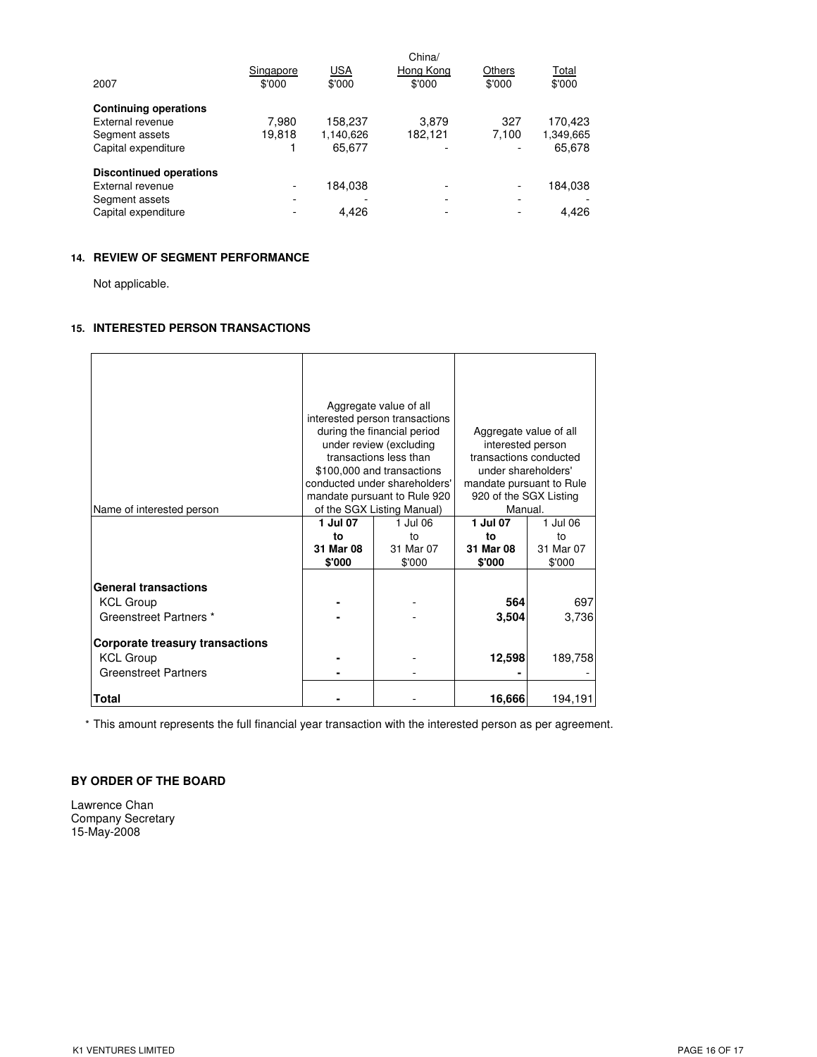| 2007 | Singapore $'000 | USA $'000 | China/ Hong Kong $'000 | Others $'000 | Total $'000 |
|---|---|---|---|---|---|
| **Continuing operations** | | | | | |
| External revenue | 7,980 | 158,237 | 3,879 | 327 | 170,423 |
| Segment assets | 19,818 | 1,140,626 | 182,121 | 7,100 | 1,349,665 |
| Capital expenditure | 1 | 65,677 | - | - | 65,678 |
| **Discontinued operations** | | | | | |
| External revenue | - | 184,038 | - | - | 184,038 |
| Segment assets | - | - | - | - | - |
| Capital expenditure | - | 4,426 | - | - | 4,426 |

## 14. REVIEW OF SEGMENT PERFORMANCE

Not applicable.

## 15. INTERESTED PERSON TRANSACTIONS

| Name of interested person | Aggregate value of all interested person transactions during the financial period under review (excluding transactions less than $100,000 and transactions conducted under shareholders' mandate pursuant to Rule 920 of the SGX Listing Manual) | | Aggregate value of all interested person transactions conducted under shareholders' mandate pursuant to Rule 920 of the SGX Listing Manual. | |
|---|---|---|---|---|
| | **1 Jul 07 to 31 Mar 08 $'000** | 1 Jul 06 to 31 Mar 07 $'000 | **1 Jul 07 to 31 Mar 08 $'000** | 1 Jul 06 to 31 Mar 07 $'000 |
| **General transactions** | | | | |
| KCL Group | **-** | - | **564** | 697 |
| Greenstreet Partners * | **-** | - | **3,504** | 3,736 |
| **Corporate treasury transactions** | | | | |
| KCL Group | **-** | - | **12,598** | 189,758 |
| Greenstreet Partners | **-** | - | **-** | - |
| **Total** | **-** | - | **16,666** | 194,191 |

\* This amount represents the full financial year transaction with the interested person as per agreement.

**BY ORDER OF THE BOARD**

Lawrence Chan
Company Secretary
15-May-2008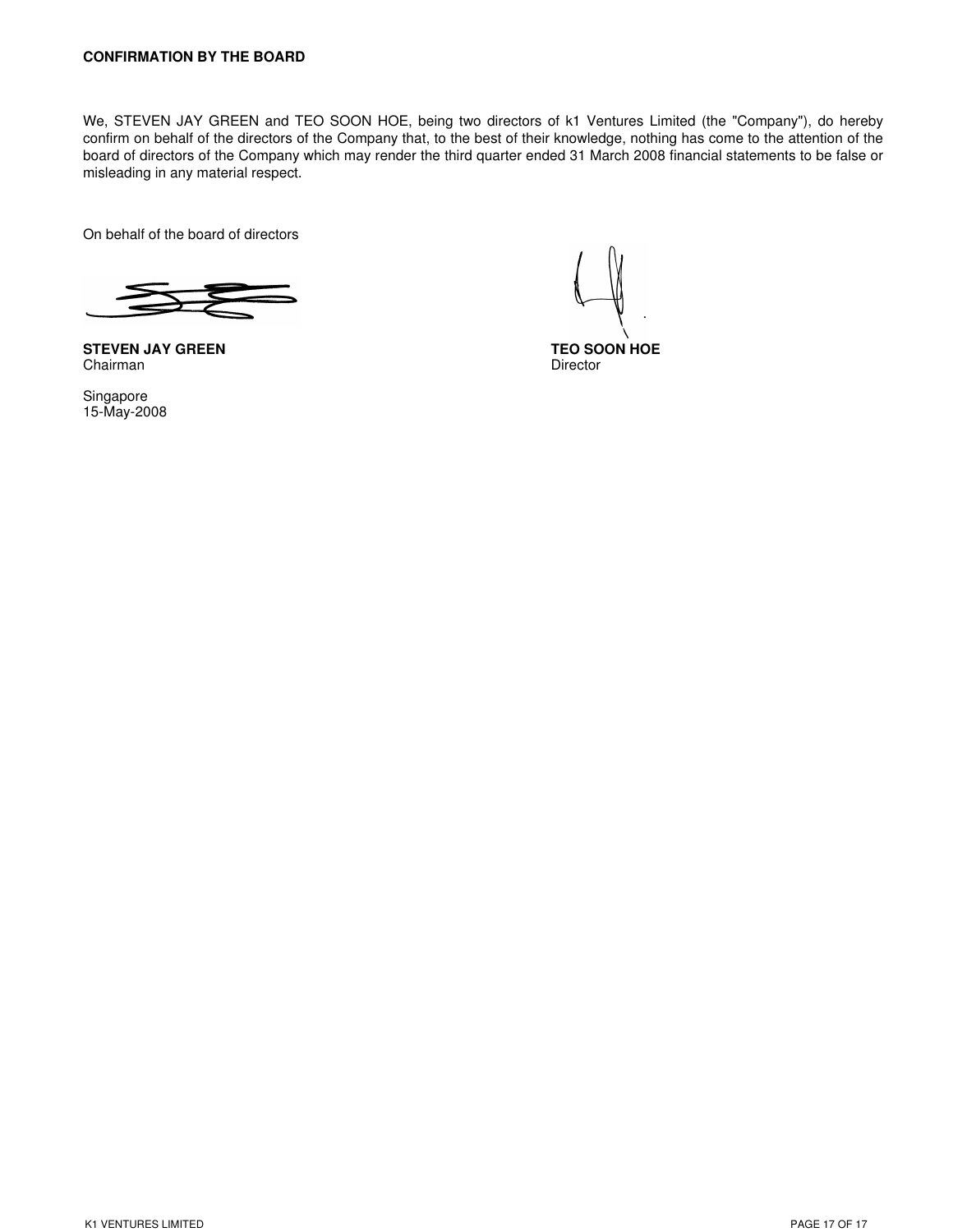**CONFIRMATION BY THE BOARD**

We, STEVEN JAY GREEN and TEO SOON HOE, being two directors of k1 Ventures Limited (the "Company"), do hereby confirm on behalf of the directors of the Company that, to the best of their knowledge, nothing has come to the attention of the board of directors of the Company which may render the third quarter ended 31 March 2008 financial statements to be false or misleading in any material respect.

On behalf of the board of directors

**STEVEN JAY GREEN**
Chairman

**TEO SOON HOE**
Director

Singapore
15-May-2008